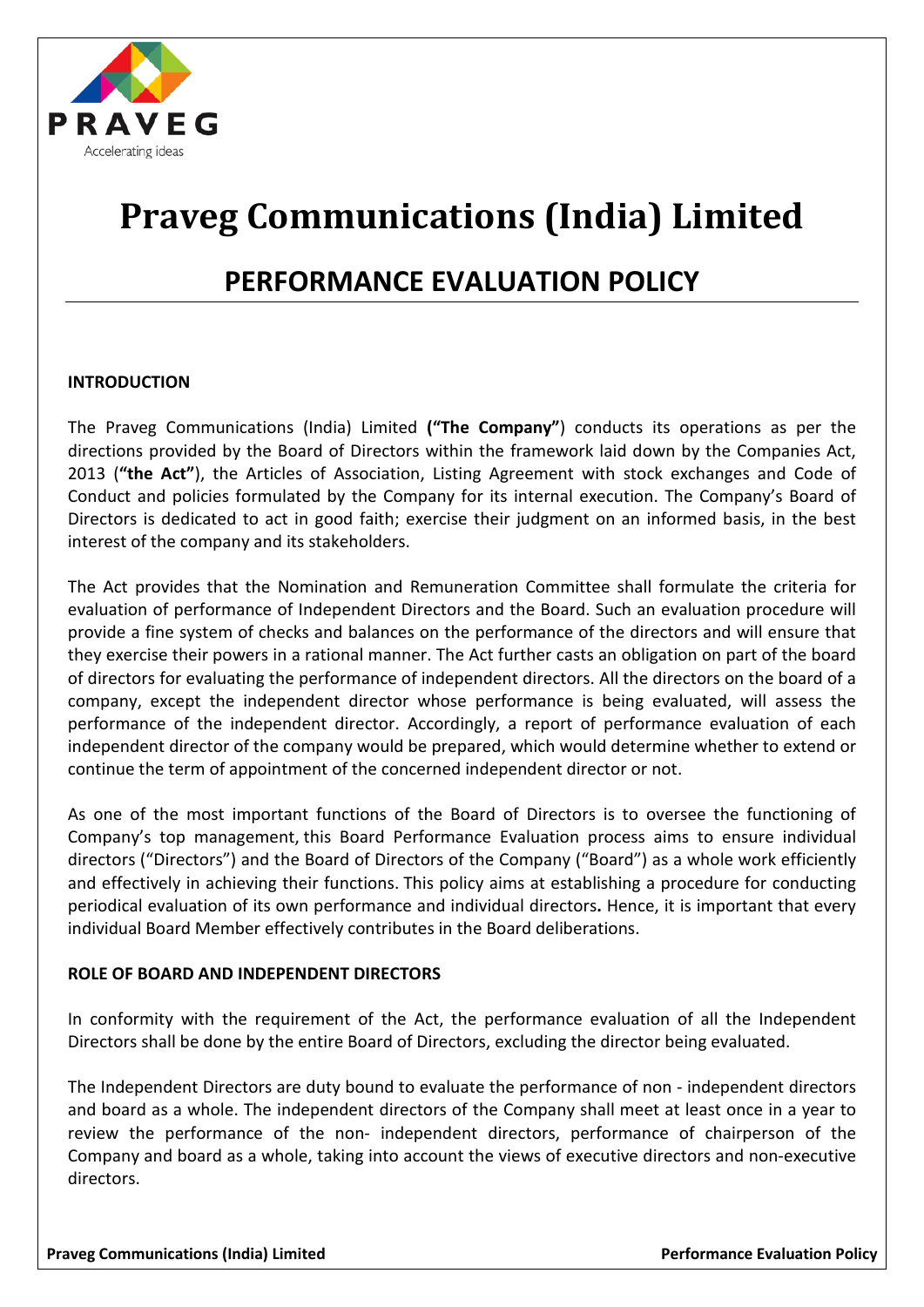# Praveg Communications (India) Limited

## PERFORMANCE EVALUATION POLICY

### INTRODUCTION

The Praveg Communications (India) Limited **("The Company"**) conducts its operations as per the directions provided by the Board of Directors within the framework laid down by the Companies Act, 2013 (**"the Act"**), the Articles of Association, Listing Agreement with stock exchanges and Code of Conduct and policies formulated by the Company for its internal execution. The Company's Board of Directors is dedicated to act in good faith; exercise their judgment on an informed basis, in the best interest of the company and its stakeholders.

The Act provides that the Nomination and Remuneration Committee shall formulate the criteria for evaluation of performance of Independent Directors and the Board. Such an evaluation procedure will provide a fine system of checks and balances on the performance of the directors and will ensure that they exercise their powers in a rational manner. The Act further casts an obligation on part of the board of directors for evaluating the performance of independent directors. All the directors on the board of a company, except the independent director whose performance is being evaluated, will assess the performance of the independent director. Accordingly, a report of performance evaluation of each independent director of the company would be prepared, which would determine whether to extend or continue the term of appointment of the concerned independent director or not.

As one of the most important functions of the Board of Directors is to oversee the functioning of Company's top management, this Board Performance Evaluation process aims to ensure individual directors ("Directors") and the Board of Directors of the Company ("Board") as a whole work efficiently and effectively in achieving their functions. This policy aims at establishing a procedure for conducting periodical evaluation of its own performance and individual directors**.** Hence, it is important that every individual Board Member effectively contributes in the Board deliberations.

### ROLE OF BOARD AND INDEPENDENT DIRECTORS

In conformity with the requirement of the Act, the performance evaluation of all the Independent Directors shall be done by the entire Board of Directors, excluding the director being evaluated.

The Independent Directors are duty bound to evaluate the performance of non - independent directors and board as a whole. The independent directors of the Company shall meet at least once in a year to review the performance of the non- independent directors, performance of chairperson of the Company and board as a whole, taking into account the views of executive directors and non-executive directors.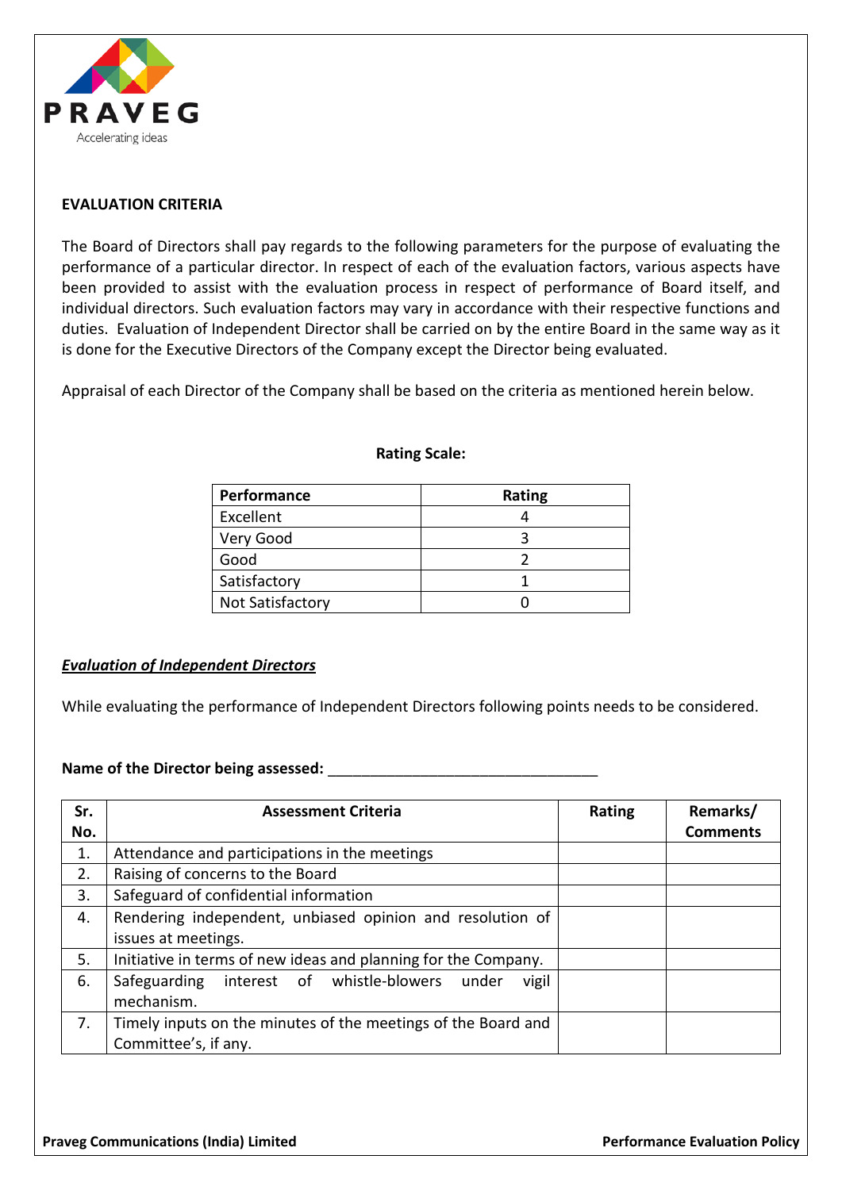**EVALUATION CRITERIA**

The Board of Directors shall pay regards to the following parameters for the purpose of evaluating the performance of a particular director. In respect of each of the evaluation factors, various aspects have been provided to assist with the evaluation process in respect of performance of Board itself, and individual directors. Such evaluation factors may vary in accordance with their respective functions and duties. Evaluation of Independent Director shall be carried on by the entire Board in the same way as it is done for the Executive Directors of the Company except the Director being evaluated.

Appraisal of each Director of the Company shall be based on the criteria as mentioned herein below.

**Rating Scale:**

| Performance | Rating |
|---|---|
| Excellent | 4 |
| Very Good | 3 |
| Good | 2 |
| Satisfactory | 1 |
| Not Satisfactory | 0 |

***Evaluation of Independent Directors***

While evaluating the performance of Independent Directors following points needs to be considered.

**Name of the Director being assessed:** _________________________________

| Sr. No. | Assessment Criteria | Rating | Remarks/ Comments |
|---|---|---|---|
| 1. | Attendance and participations in the meetings | | |
| 2. | Raising of concerns to the Board | | |
| 3. | Safeguard of confidential information | | |
| 4. | Rendering independent, unbiased opinion and resolution of issues at meetings. | | |
| 5. | Initiative in terms of new ideas and planning for the Company. | | |
| 6. | Safeguarding interest of whistle-blowers under vigil mechanism. | | |
| 7. | Timely inputs on the minutes of the meetings of the Board and Committee's, if any. | | |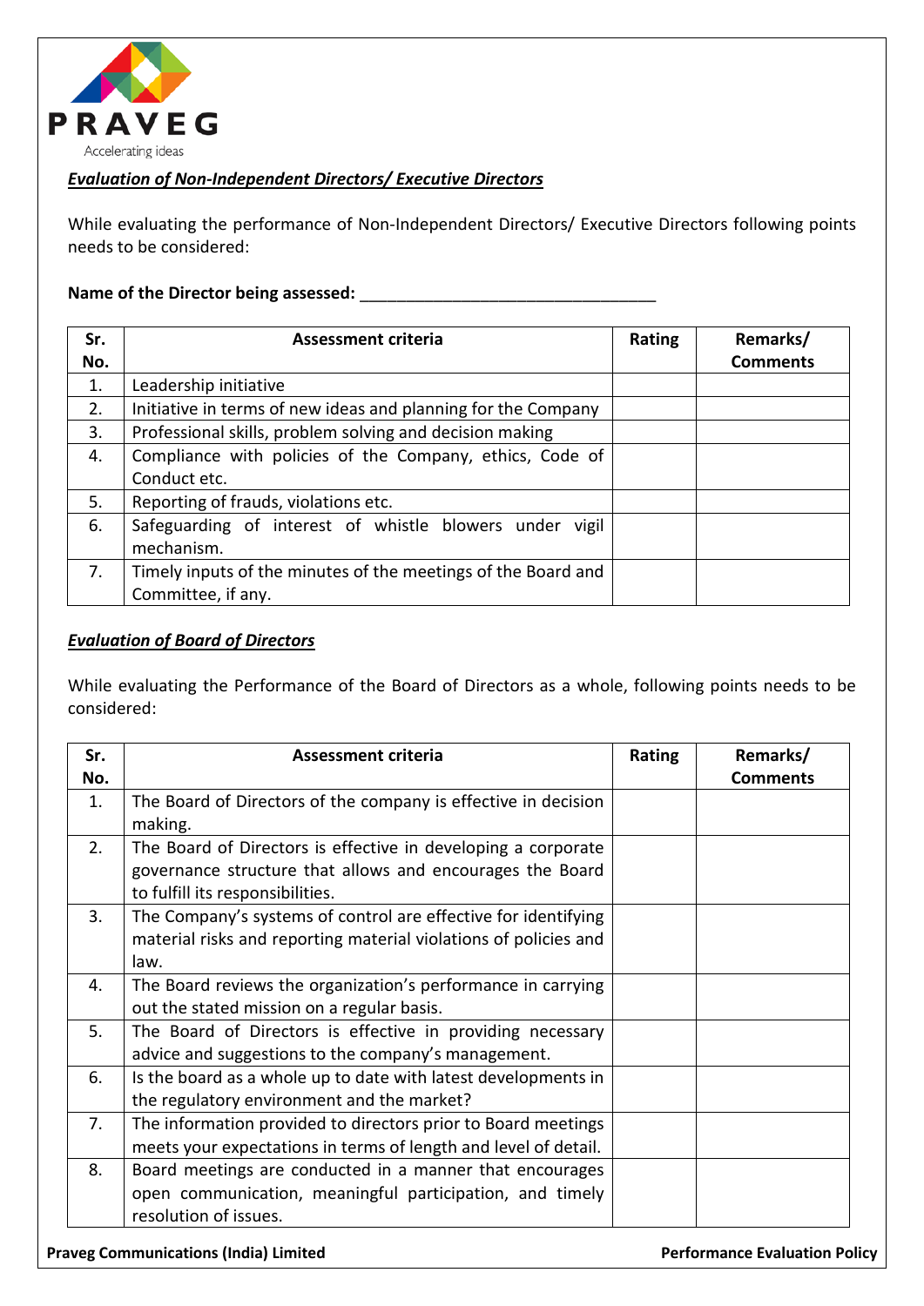PRAVEG

Accelerating ideas

***Evaluation of Non-Independent Directors/ Executive Directors***

While evaluating the performance of Non-Independent Directors/ Executive Directors following points needs to be considered:

**Name of the Director being assessed:** _________________________________

| Sr. No. | Assessment criteria | Rating | Remarks/ Comments |
|---|---|---|---|
| 1. | Leadership initiative | | |
| 2. | Initiative in terms of new ideas and planning for the Company | | |
| 3. | Professional skills, problem solving and decision making | | |
| 4. | Compliance with policies of the Company, ethics, Code of Conduct etc. | | |
| 5. | Reporting of frauds, violations etc. | | |
| 6. | Safeguarding of interest of whistle blowers under vigil mechanism. | | |
| 7. | Timely inputs of the minutes of the meetings of the Board and Committee, if any. | | |

***Evaluation of Board of Directors***

While evaluating the Performance of the Board of Directors as a whole, following points needs to be considered:

| Sr. No. | Assessment criteria | Rating | Remarks/ Comments |
|---|---|---|---|
| 1. | The Board of Directors of the company is effective in decision making. | | |
| 2. | The Board of Directors is effective in developing a corporate governance structure that allows and encourages the Board to fulfill its responsibilities. | | |
| 3. | The Company's systems of control are effective for identifying material risks and reporting material violations of policies and law. | | |
| 4. | The Board reviews the organization's performance in carrying out the stated mission on a regular basis. | | |
| 5. | The Board of Directors is effective in providing necessary advice and suggestions to the company's management. | | |
| 6. | Is the board as a whole up to date with latest developments in the regulatory environment and the market? | | |
| 7. | The information provided to directors prior to Board meetings meets your expectations in terms of length and level of detail. | | |
| 8. | Board meetings are conducted in a manner that encourages open communication, meaningful participation, and timely resolution of issues. | | |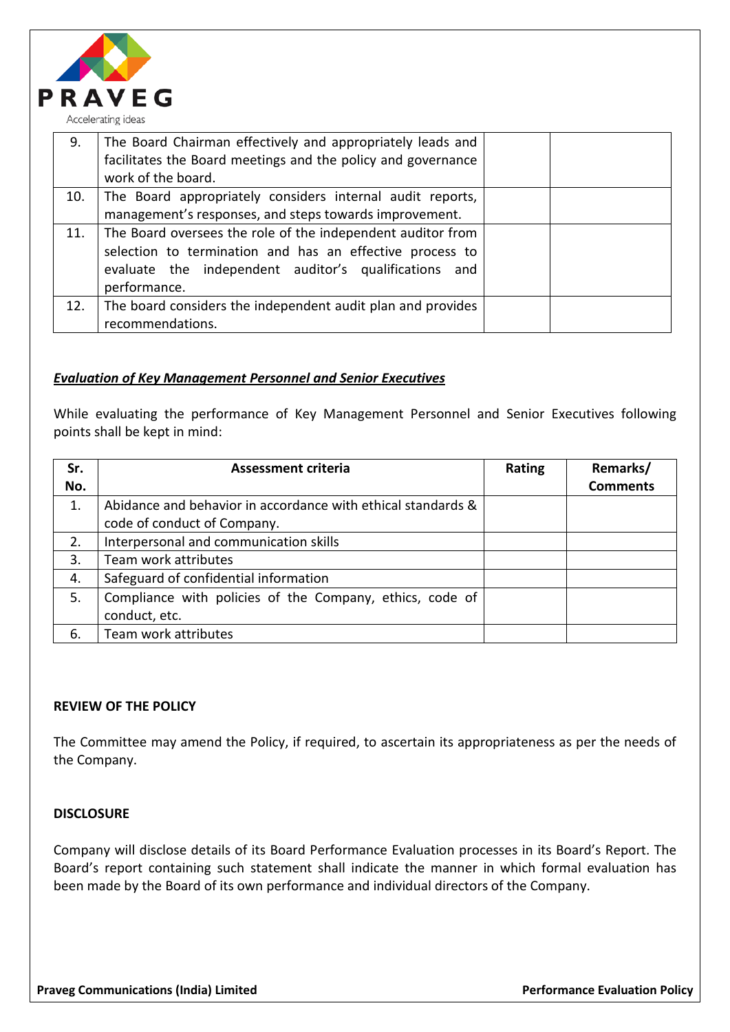| | | | |
|---|---|---|---|
| 9. | The Board Chairman effectively and appropriately leads and facilitates the Board meetings and the policy and governance work of the board. | | |
| 10. | The Board appropriately considers internal audit reports, management's responses, and steps towards improvement. | | |
| 11. | The Board oversees the role of the independent auditor from selection to termination and has an effective process to evaluate the independent auditor's qualifications and performance. | | |
| 12. | The board considers the independent audit plan and provides recommendations. | | |

***<u>Evaluation of Key Management Personnel and Senior Executives</u>***

While evaluating the performance of Key Management Personnel and Senior Executives following points shall be kept in mind:

| Sr. No. | Assessment criteria | Rating | Remarks/ Comments |
|---|---|---|---|
| 1. | Abidance and behavior in accordance with ethical standards & code of conduct of Company. | | |
| 2. | Interpersonal and communication skills | | |
| 3. | Team work attributes | | |
| 4. | Safeguard of confidential information | | |
| 5. | Compliance with policies of the Company, ethics, code of conduct, etc. | | |
| 6. | Team work attributes | | |

**REVIEW OF THE POLICY**

The Committee may amend the Policy, if required, to ascertain its appropriateness as per the needs of the Company.

**DISCLOSURE**

Company will disclose details of its Board Performance Evaluation processes in its Board's Report. The Board's report containing such statement shall indicate the manner in which formal evaluation has been made by the Board of its own performance and individual directors of the Company.